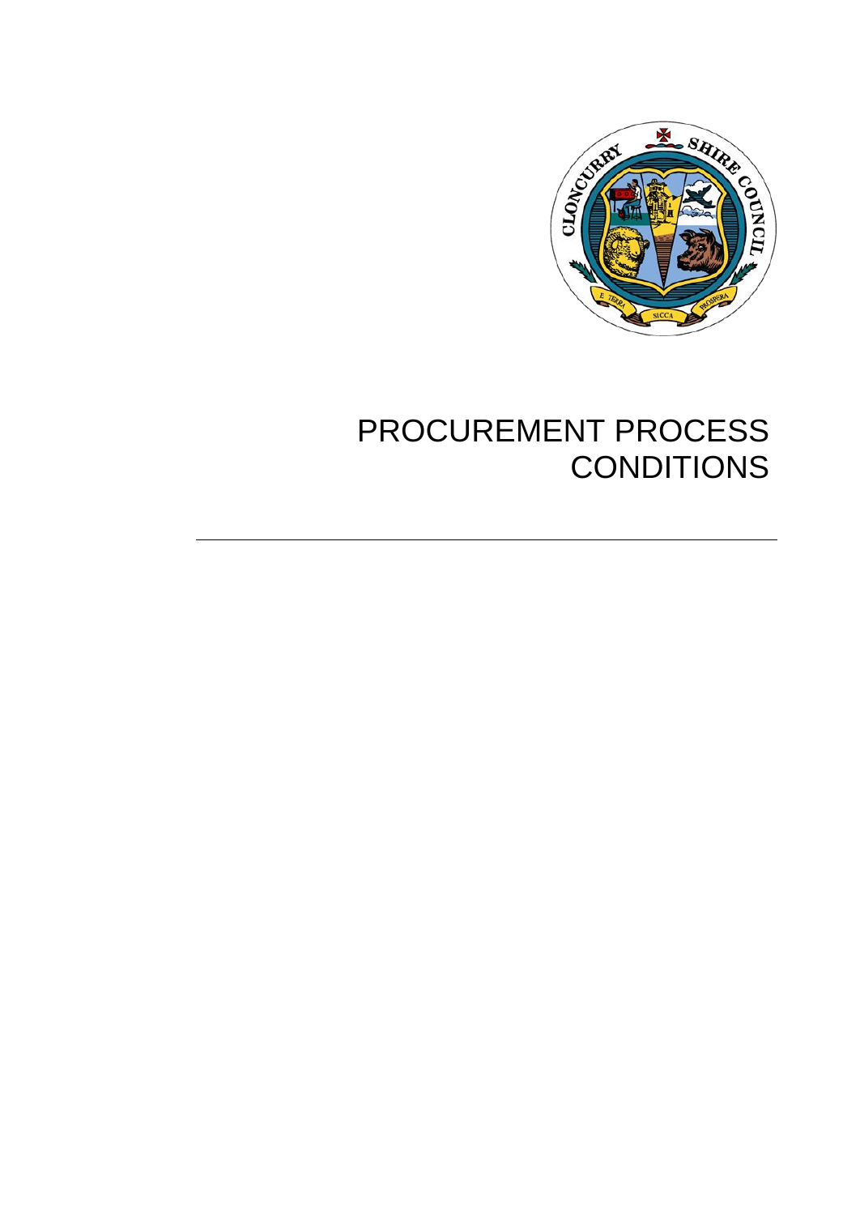# PROCUREMENT PROCESS CONDITIONS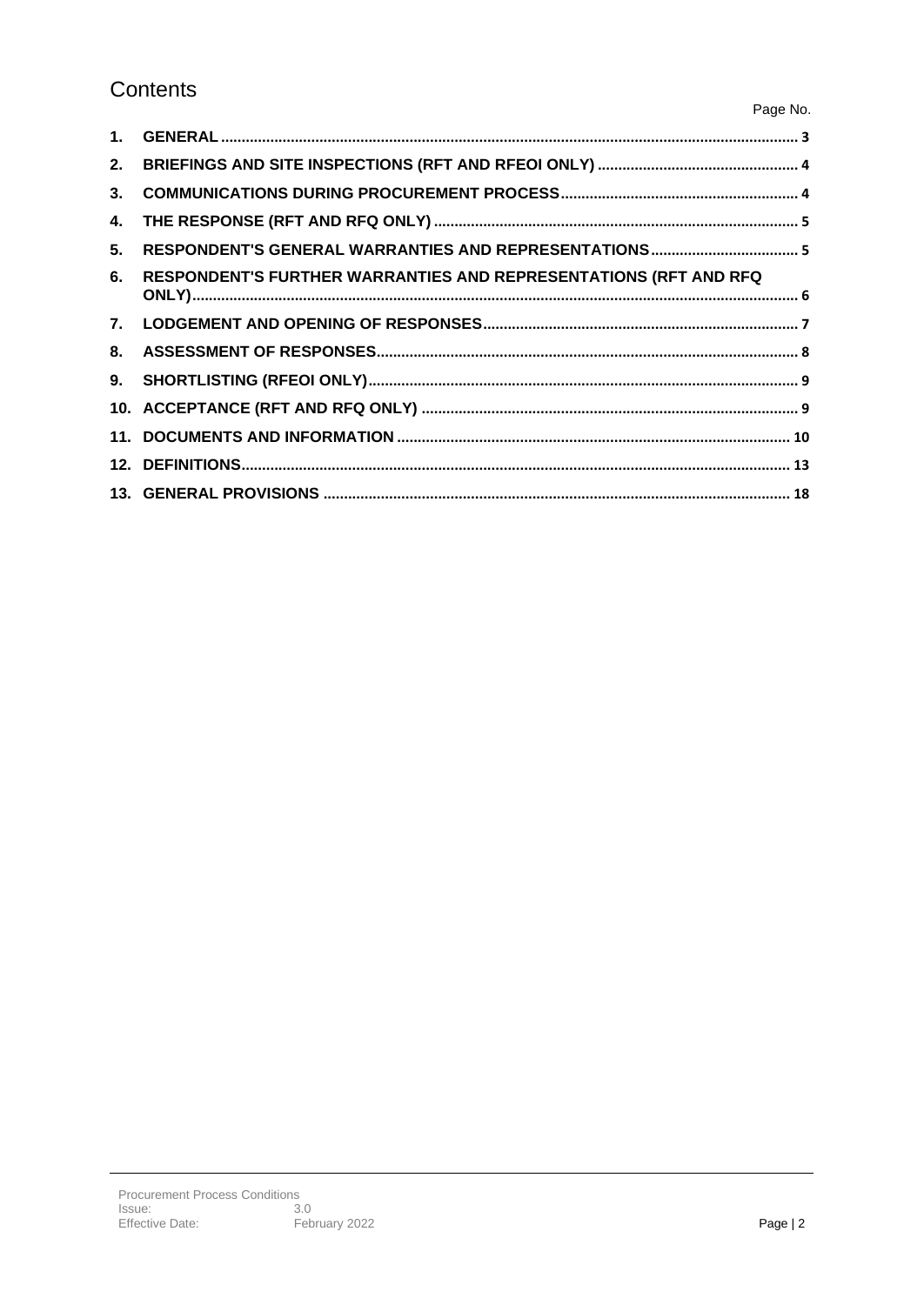# Contents

| | | Page No. |
|---|---|---|
| 1. | GENERAL | 3 |
| 2. | BRIEFINGS AND SITE INSPECTIONS (RFT AND RFEOI ONLY) | 4 |
| 3. | COMMUNICATIONS DURING PROCUREMENT PROCESS | 4 |
| 4. | THE RESPONSE (RFT AND RFQ ONLY) | 5 |
| 5. | RESPONDENT'S GENERAL WARRANTIES AND REPRESENTATIONS | 5 |
| 6. | RESPONDENT'S FURTHER WARRANTIES AND REPRESENTATIONS (RFT AND RFQ ONLY) | 6 |
| 7. | LODGEMENT AND OPENING OF RESPONSES | 7 |
| 8. | ASSESSMENT OF RESPONSES | 8 |
| 9. | SHORTLISTING (RFEOI ONLY) | 9 |
| 10. | ACCEPTANCE (RFT AND RFQ ONLY) | 9 |
| 11. | DOCUMENTS AND INFORMATION | 10 |
| 12. | DEFINITIONS | 13 |
| 13. | GENERAL PROVISIONS | 18 |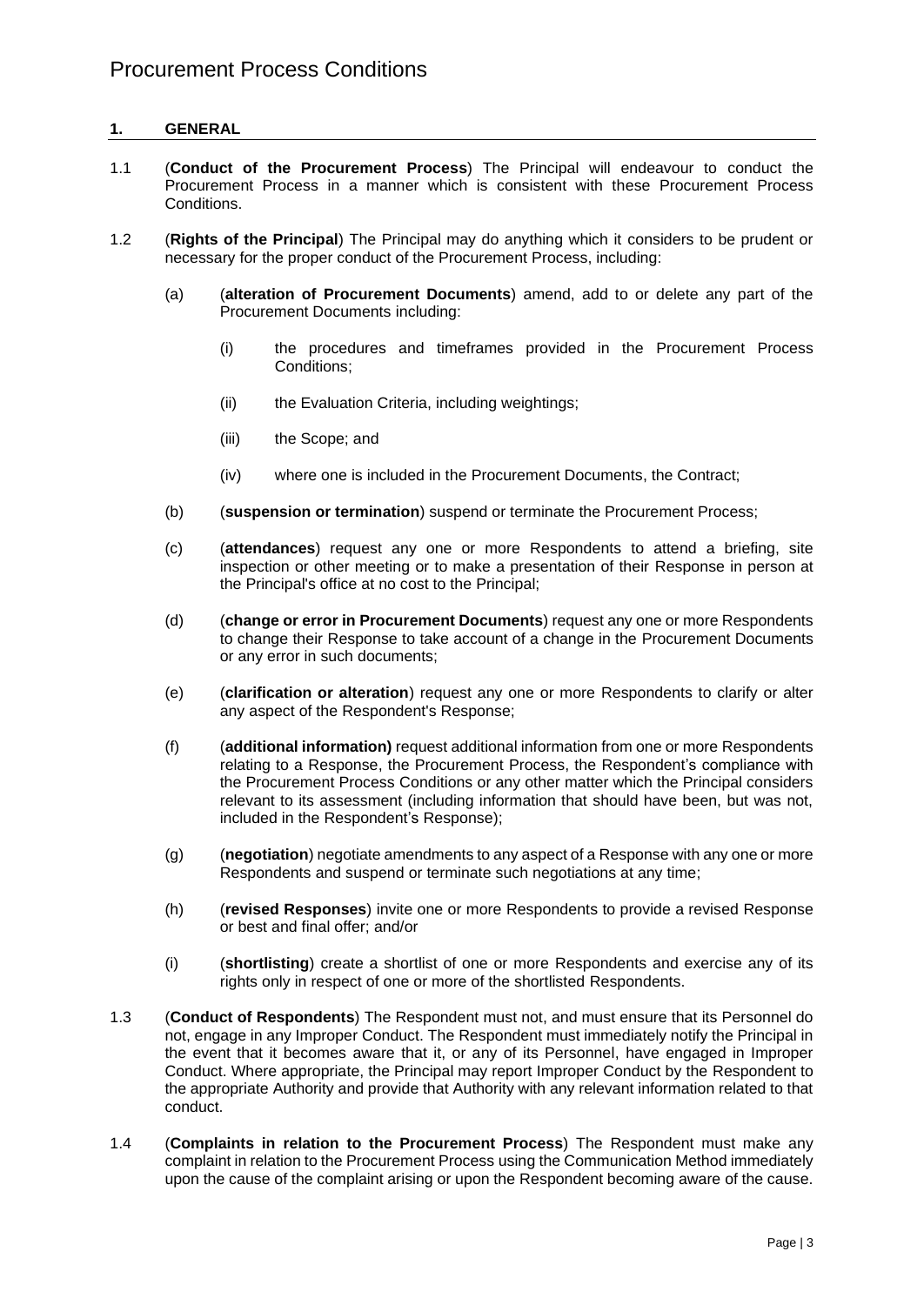# Procurement Process Conditions

## 1. GENERAL

1.1 (**Conduct of the Procurement Process**) The Principal will endeavour to conduct the Procurement Process in a manner which is consistent with these Procurement Process Conditions.

1.2 (**Rights of the Principal**) The Principal may do anything which it considers to be prudent or necessary for the proper conduct of the Procurement Process, including:

- (a) (**alteration of Procurement Documents**) amend, add to or delete any part of the Procurement Documents including:
  - (i) the procedures and timeframes provided in the Procurement Process Conditions;
  - (ii) the Evaluation Criteria, including weightings;
  - (iii) the Scope; and
  - (iv) where one is included in the Procurement Documents, the Contract;
- (b) (**suspension or termination**) suspend or terminate the Procurement Process;
- (c) (**attendances**) request any one or more Respondents to attend a briefing, site inspection or other meeting or to make a presentation of their Response in person at the Principal's office at no cost to the Principal;
- (d) (**change or error in Procurement Documents**) request any one or more Respondents to change their Response to take account of a change in the Procurement Documents or any error in such documents;
- (e) (**clarification or alteration**) request any one or more Respondents to clarify or alter any aspect of the Respondent's Response;
- (f) (**additional information)** request additional information from one or more Respondents relating to a Response, the Procurement Process, the Respondent's compliance with the Procurement Process Conditions or any other matter which the Principal considers relevant to its assessment (including information that should have been, but was not, included in the Respondent's Response);
- (g) (**negotiation**) negotiate amendments to any aspect of a Response with any one or more Respondents and suspend or terminate such negotiations at any time;
- (h) (**revised Responses**) invite one or more Respondents to provide a revised Response or best and final offer; and/or
- (i) (**shortlisting**) create a shortlist of one or more Respondents and exercise any of its rights only in respect of one or more of the shortlisted Respondents.

1.3 (**Conduct of Respondents**) The Respondent must not, and must ensure that its Personnel do not, engage in any Improper Conduct. The Respondent must immediately notify the Principal in the event that it becomes aware that it, or any of its Personnel, have engaged in Improper Conduct. Where appropriate, the Principal may report Improper Conduct by the Respondent to the appropriate Authority and provide that Authority with any relevant information related to that conduct.

1.4 (**Complaints in relation to the Procurement Process**) The Respondent must make any complaint in relation to the Procurement Process using the Communication Method immediately upon the cause of the complaint arising or upon the Respondent becoming aware of the cause.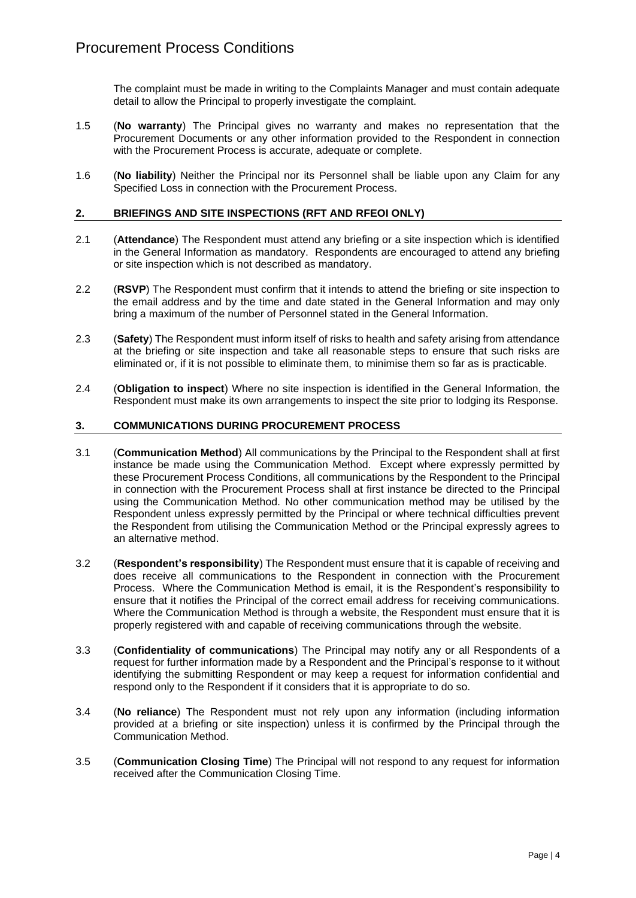The complaint must be made in writing to the Complaints Manager and must contain adequate detail to allow the Principal to properly investigate the complaint.

1.5 (**No warranty**) The Principal gives no warranty and makes no representation that the Procurement Documents or any other information provided to the Respondent in connection with the Procurement Process is accurate, adequate or complete.

1.6 (**No liability**) Neither the Principal nor its Personnel shall be liable upon any Claim for any Specified Loss in connection with the Procurement Process.

## 2. BRIEFINGS AND SITE INSPECTIONS (RFT AND RFEOI ONLY)

2.1 (**Attendance**) The Respondent must attend any briefing or a site inspection which is identified in the General Information as mandatory. Respondents are encouraged to attend any briefing or site inspection which is not described as mandatory.

2.2 (**RSVP**) The Respondent must confirm that it intends to attend the briefing or site inspection to the email address and by the time and date stated in the General Information and may only bring a maximum of the number of Personnel stated in the General Information.

2.3 (**Safety**) The Respondent must inform itself of risks to health and safety arising from attendance at the briefing or site inspection and take all reasonable steps to ensure that such risks are eliminated or, if it is not possible to eliminate them, to minimise them so far as is practicable.

2.4 (**Obligation to inspect**) Where no site inspection is identified in the General Information, the Respondent must make its own arrangements to inspect the site prior to lodging its Response.

## 3. COMMUNICATIONS DURING PROCUREMENT PROCESS

3.1 (**Communication Method**) All communications by the Principal to the Respondent shall at first instance be made using the Communication Method. Except where expressly permitted by these Procurement Process Conditions, all communications by the Respondent to the Principal in connection with the Procurement Process shall at first instance be directed to the Principal using the Communication Method. No other communication method may be utilised by the Respondent unless expressly permitted by the Principal or where technical difficulties prevent the Respondent from utilising the Communication Method or the Principal expressly agrees to an alternative method.

3.2 (**Respondent's responsibility**) The Respondent must ensure that it is capable of receiving and does receive all communications to the Respondent in connection with the Procurement Process. Where the Communication Method is email, it is the Respondent's responsibility to ensure that it notifies the Principal of the correct email address for receiving communications. Where the Communication Method is through a website, the Respondent must ensure that it is properly registered with and capable of receiving communications through the website.

3.3 (**Confidentiality of communications**) The Principal may notify any or all Respondents of a request for further information made by a Respondent and the Principal's response to it without identifying the submitting Respondent or may keep a request for information confidential and respond only to the Respondent if it considers that it is appropriate to do so.

3.4 (**No reliance**) The Respondent must not rely upon any information (including information provided at a briefing or site inspection) unless it is confirmed by the Principal through the Communication Method.

3.5 (**Communication Closing Time**) The Principal will not respond to any request for information received after the Communication Closing Time.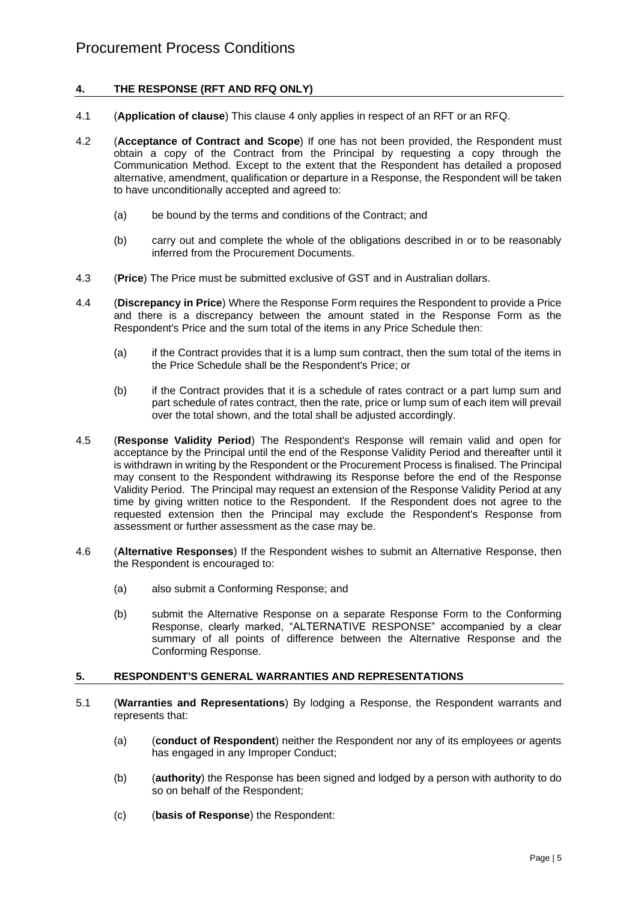## 4. THE RESPONSE (RFT AND RFQ ONLY)

4.1 (**Application of clause**) This clause 4 only applies in respect of an RFT or an RFQ.

4.2 (**Acceptance of Contract and Scope**) If one has not been provided, the Respondent must obtain a copy of the Contract from the Principal by requesting a copy through the Communication Method. Except to the extent that the Respondent has detailed a proposed alternative, amendment, qualification or departure in a Response, the Respondent will be taken to have unconditionally accepted and agreed to:

(a) be bound by the terms and conditions of the Contract; and

(b) carry out and complete the whole of the obligations described in or to be reasonably inferred from the Procurement Documents.

4.3 (**Price**) The Price must be submitted exclusive of GST and in Australian dollars.

4.4 (**Discrepancy in Price**) Where the Response Form requires the Respondent to provide a Price and there is a discrepancy between the amount stated in the Response Form as the Respondent's Price and the sum total of the items in any Price Schedule then:

(a) if the Contract provides that it is a lump sum contract, then the sum total of the items in the Price Schedule shall be the Respondent's Price; or

(b) if the Contract provides that it is a schedule of rates contract or a part lump sum and part schedule of rates contract, then the rate, price or lump sum of each item will prevail over the total shown, and the total shall be adjusted accordingly.

4.5 (**Response Validity Period**) The Respondent's Response will remain valid and open for acceptance by the Principal until the end of the Response Validity Period and thereafter until it is withdrawn in writing by the Respondent or the Procurement Process is finalised. The Principal may consent to the Respondent withdrawing its Response before the end of the Response Validity Period. The Principal may request an extension of the Response Validity Period at any time by giving written notice to the Respondent. If the Respondent does not agree to the requested extension then the Principal may exclude the Respondent's Response from assessment or further assessment as the case may be.

4.6 (**Alternative Responses**) If the Respondent wishes to submit an Alternative Response, then the Respondent is encouraged to:

(a) also submit a Conforming Response; and

(b) submit the Alternative Response on a separate Response Form to the Conforming Response, clearly marked, "ALTERNATIVE RESPONSE" accompanied by a clear summary of all points of difference between the Alternative Response and the Conforming Response.

## 5. RESPONDENT'S GENERAL WARRANTIES AND REPRESENTATIONS

5.1 (**Warranties and Representations**) By lodging a Response, the Respondent warrants and represents that:

(a) (**conduct of Respondent**) neither the Respondent nor any of its employees or agents has engaged in any Improper Conduct;

(b) (**authority**) the Response has been signed and lodged by a person with authority to do so on behalf of the Respondent;

(c) (**basis of Response**) the Respondent: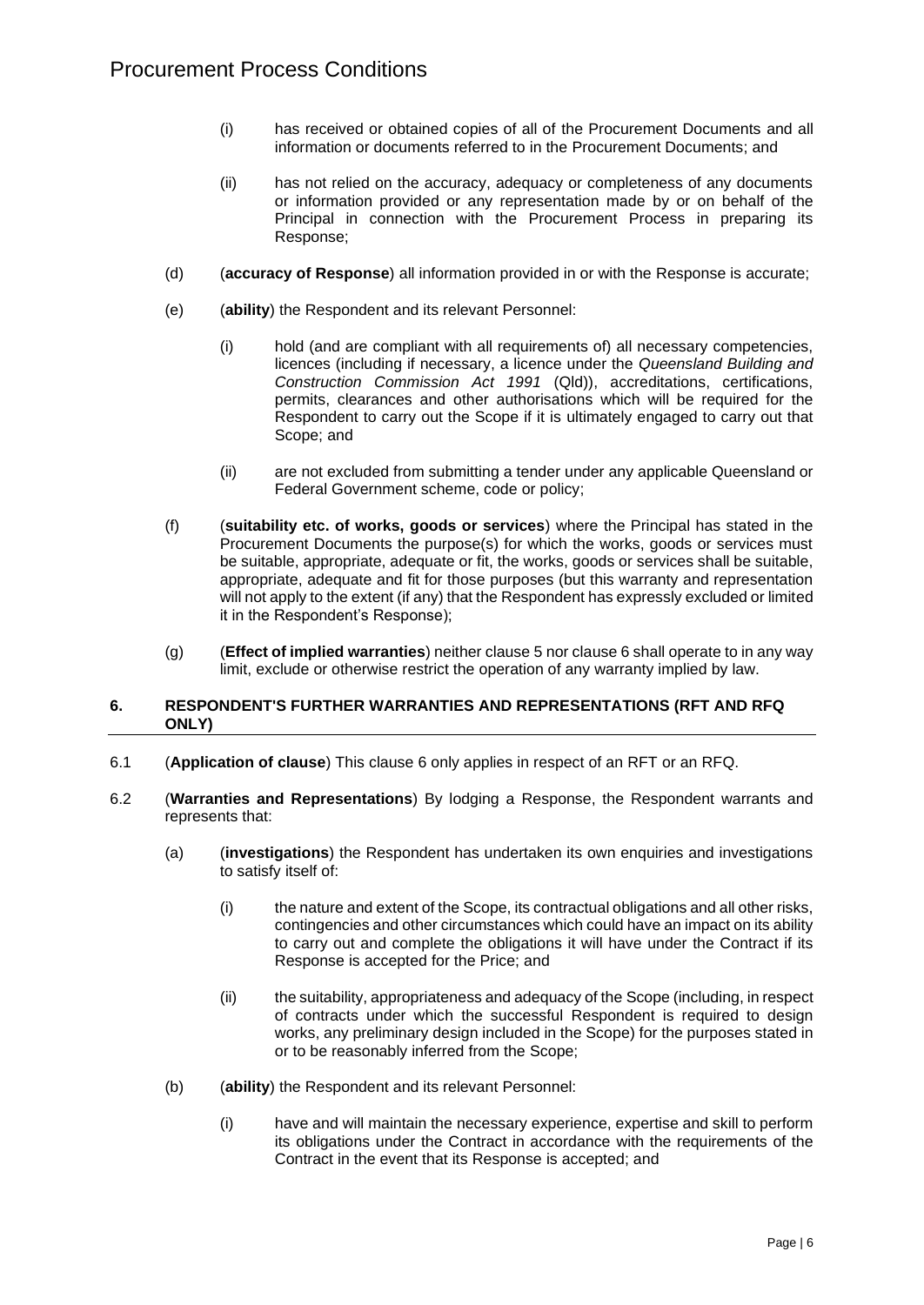(i) has received or obtained copies of all of the Procurement Documents and all information or documents referred to in the Procurement Documents; and

(ii) has not relied on the accuracy, adequacy or completeness of any documents or information provided or any representation made by or on behalf of the Principal in connection with the Procurement Process in preparing its Response;

(d) (**accuracy of Response**) all information provided in or with the Response is accurate;

(e) (**ability**) the Respondent and its relevant Personnel:

(i) hold (and are compliant with all requirements of) all necessary competencies, licences (including if necessary, a licence under the *Queensland Building and Construction Commission Act 1991* (Qld)), accreditations, certifications, permits, clearances and other authorisations which will be required for the Respondent to carry out the Scope if it is ultimately engaged to carry out that Scope; and

(ii) are not excluded from submitting a tender under any applicable Queensland or Federal Government scheme, code or policy;

(f) (**suitability etc. of works, goods or services**) where the Principal has stated in the Procurement Documents the purpose(s) for which the works, goods or services must be suitable, appropriate, adequate or fit, the works, goods or services shall be suitable, appropriate, adequate and fit for those purposes (but this warranty and representation will not apply to the extent (if any) that the Respondent has expressly excluded or limited it in the Respondent's Response);

(g) (**Effect of implied warranties**) neither clause 5 nor clause 6 shall operate to in any way limit, exclude or otherwise restrict the operation of any warranty implied by law.

## 6. RESPONDENT'S FURTHER WARRANTIES AND REPRESENTATIONS (RFT AND RFQ ONLY)

6.1 (**Application of clause**) This clause 6 only applies in respect of an RFT or an RFQ.

6.2 (**Warranties and Representations**) By lodging a Response, the Respondent warrants and represents that:

(a) (**investigations**) the Respondent has undertaken its own enquiries and investigations to satisfy itself of:

(i) the nature and extent of the Scope, its contractual obligations and all other risks, contingencies and other circumstances which could have an impact on its ability to carry out and complete the obligations it will have under the Contract if its Response is accepted for the Price; and

(ii) the suitability, appropriateness and adequacy of the Scope (including, in respect of contracts under which the successful Respondent is required to design works, any preliminary design included in the Scope) for the purposes stated in or to be reasonably inferred from the Scope;

(b) (**ability**) the Respondent and its relevant Personnel:

(i) have and will maintain the necessary experience, expertise and skill to perform its obligations under the Contract in accordance with the requirements of the Contract in the event that its Response is accepted; and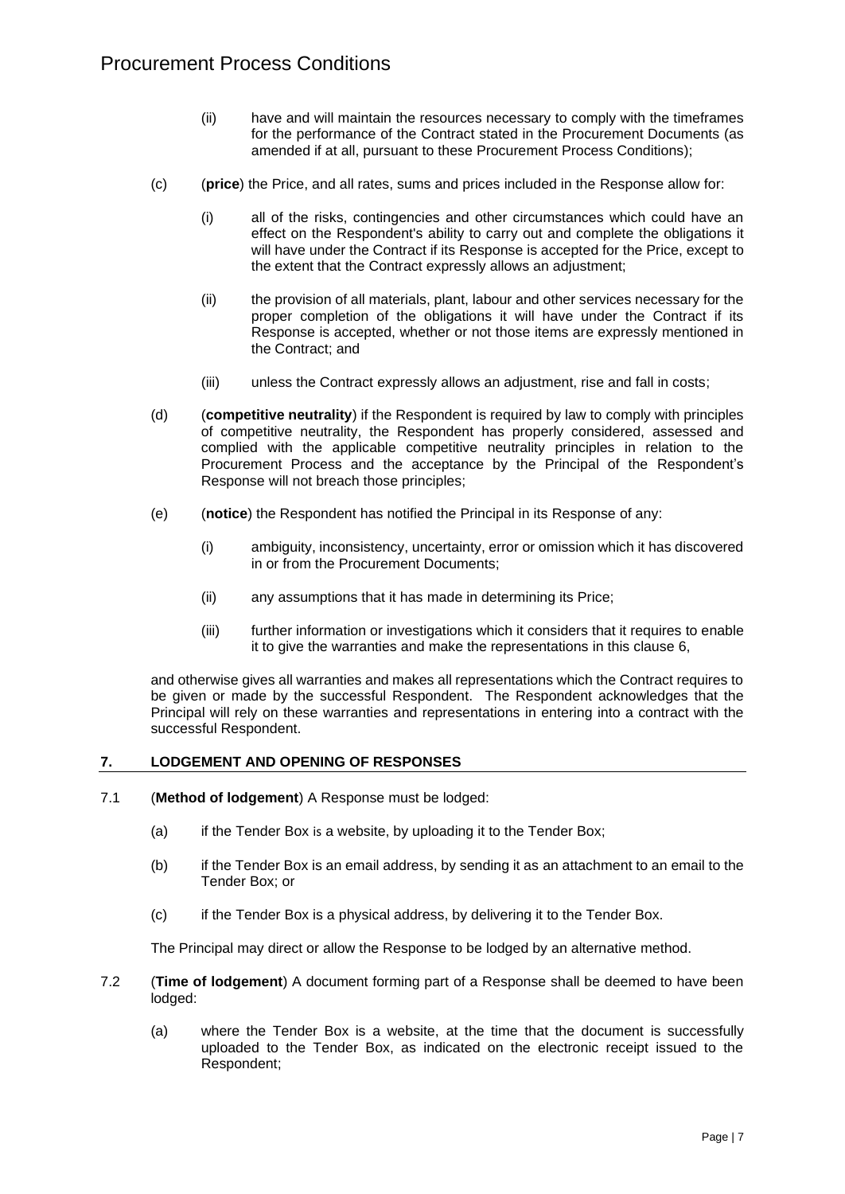(ii) have and will maintain the resources necessary to comply with the timeframes for the performance of the Contract stated in the Procurement Documents (as amended if at all, pursuant to these Procurement Process Conditions);

(c) (**price**) the Price, and all rates, sums and prices included in the Response allow for:

(i) all of the risks, contingencies and other circumstances which could have an effect on the Respondent's ability to carry out and complete the obligations it will have under the Contract if its Response is accepted for the Price, except to the extent that the Contract expressly allows an adjustment;

(ii) the provision of all materials, plant, labour and other services necessary for the proper completion of the obligations it will have under the Contract if its Response is accepted, whether or not those items are expressly mentioned in the Contract; and

(iii) unless the Contract expressly allows an adjustment, rise and fall in costs;

(d) (**competitive neutrality**) if the Respondent is required by law to comply with principles of competitive neutrality, the Respondent has properly considered, assessed and complied with the applicable competitive neutrality principles in relation to the Procurement Process and the acceptance by the Principal of the Respondent's Response will not breach those principles;

(e) (**notice**) the Respondent has notified the Principal in its Response of any:

(i) ambiguity, inconsistency, uncertainty, error or omission which it has discovered in or from the Procurement Documents;

(ii) any assumptions that it has made in determining its Price;

(iii) further information or investigations which it considers that it requires to enable it to give the warranties and make the representations in this clause 6,

and otherwise gives all warranties and makes all representations which the Contract requires to be given or made by the successful Respondent. The Respondent acknowledges that the Principal will rely on these warranties and representations in entering into a contract with the successful Respondent.

## 7. LODGEMENT AND OPENING OF RESPONSES

7.1 (**Method of lodgement**) A Response must be lodged:

(a) if the Tender Box is a website, by uploading it to the Tender Box;

(b) if the Tender Box is an email address, by sending it as an attachment to an email to the Tender Box; or

(c) if the Tender Box is a physical address, by delivering it to the Tender Box.

The Principal may direct or allow the Response to be lodged by an alternative method.

7.2 (**Time of lodgement**) A document forming part of a Response shall be deemed to have been lodged:

(a) where the Tender Box is a website, at the time that the document is successfully uploaded to the Tender Box, as indicated on the electronic receipt issued to the Respondent;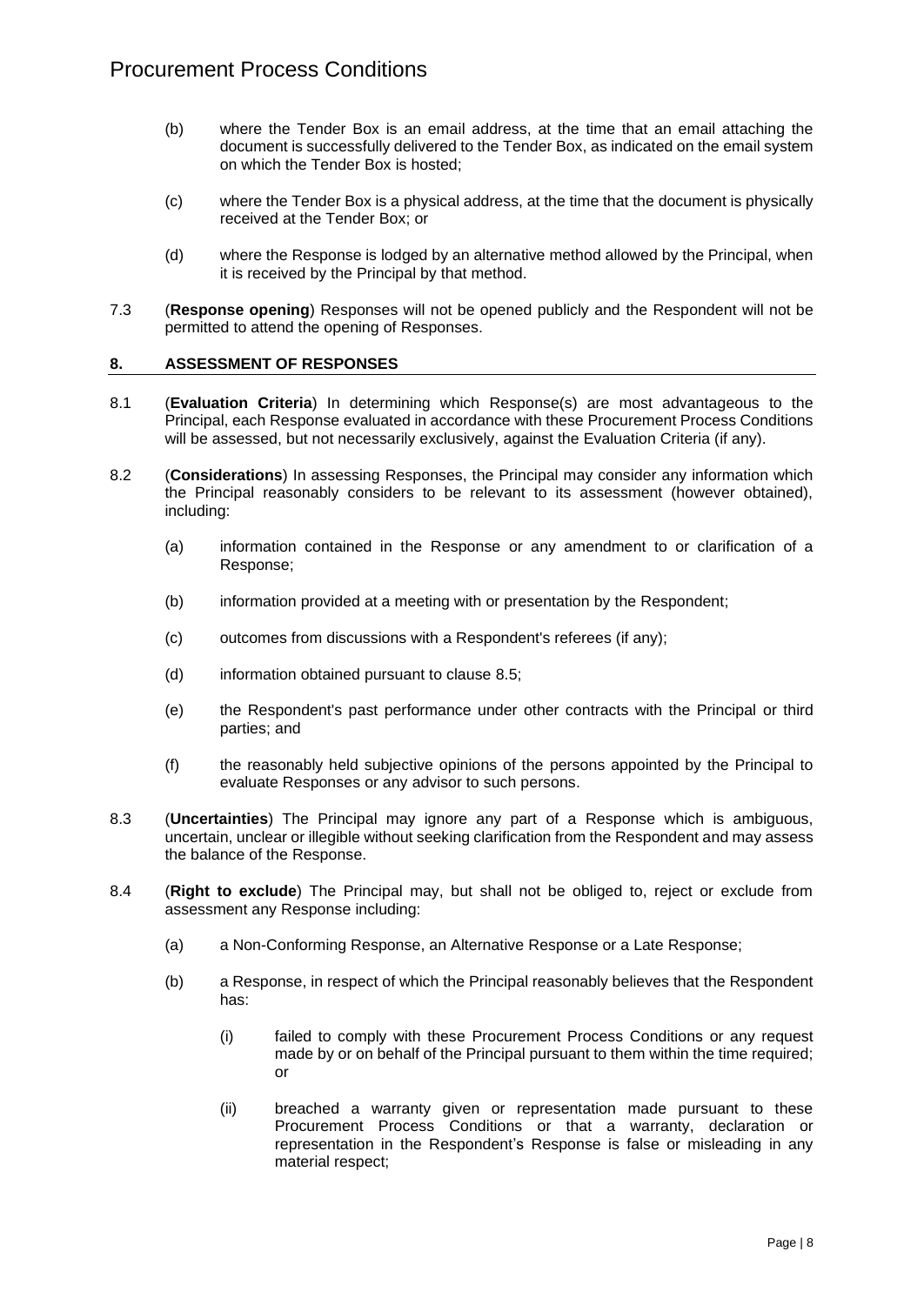(b) where the Tender Box is an email address, at the time that an email attaching the document is successfully delivered to the Tender Box, as indicated on the email system on which the Tender Box is hosted;

(c) where the Tender Box is a physical address, at the time that the document is physically received at the Tender Box; or

(d) where the Response is lodged by an alternative method allowed by the Principal, when it is received by the Principal by that method.

7.3 (**Response opening**) Responses will not be opened publicly and the Respondent will not be permitted to attend the opening of Responses.

## 8. ASSESSMENT OF RESPONSES

8.1 (**Evaluation Criteria**) In determining which Response(s) are most advantageous to the Principal, each Response evaluated in accordance with these Procurement Process Conditions will be assessed, but not necessarily exclusively, against the Evaluation Criteria (if any).

8.2 (**Considerations**) In assessing Responses, the Principal may consider any information which the Principal reasonably considers to be relevant to its assessment (however obtained), including:

(a) information contained in the Response or any amendment to or clarification of a Response;

(b) information provided at a meeting with or presentation by the Respondent;

(c) outcomes from discussions with a Respondent's referees (if any);

(d) information obtained pursuant to clause 8.5;

(e) the Respondent's past performance under other contracts with the Principal or third parties; and

(f) the reasonably held subjective opinions of the persons appointed by the Principal to evaluate Responses or any advisor to such persons.

8.3 (**Uncertainties**) The Principal may ignore any part of a Response which is ambiguous, uncertain, unclear or illegible without seeking clarification from the Respondent and may assess the balance of the Response.

8.4 (**Right to exclude**) The Principal may, but shall not be obliged to, reject or exclude from assessment any Response including:

(a) a Non-Conforming Response, an Alternative Response or a Late Response;

(b) a Response, in respect of which the Principal reasonably believes that the Respondent has:

(i) failed to comply with these Procurement Process Conditions or any request made by or on behalf of the Principal pursuant to them within the time required; or

(ii) breached a warranty given or representation made pursuant to these Procurement Process Conditions or that a warranty, declaration or representation in the Respondent's Response is false or misleading in any material respect;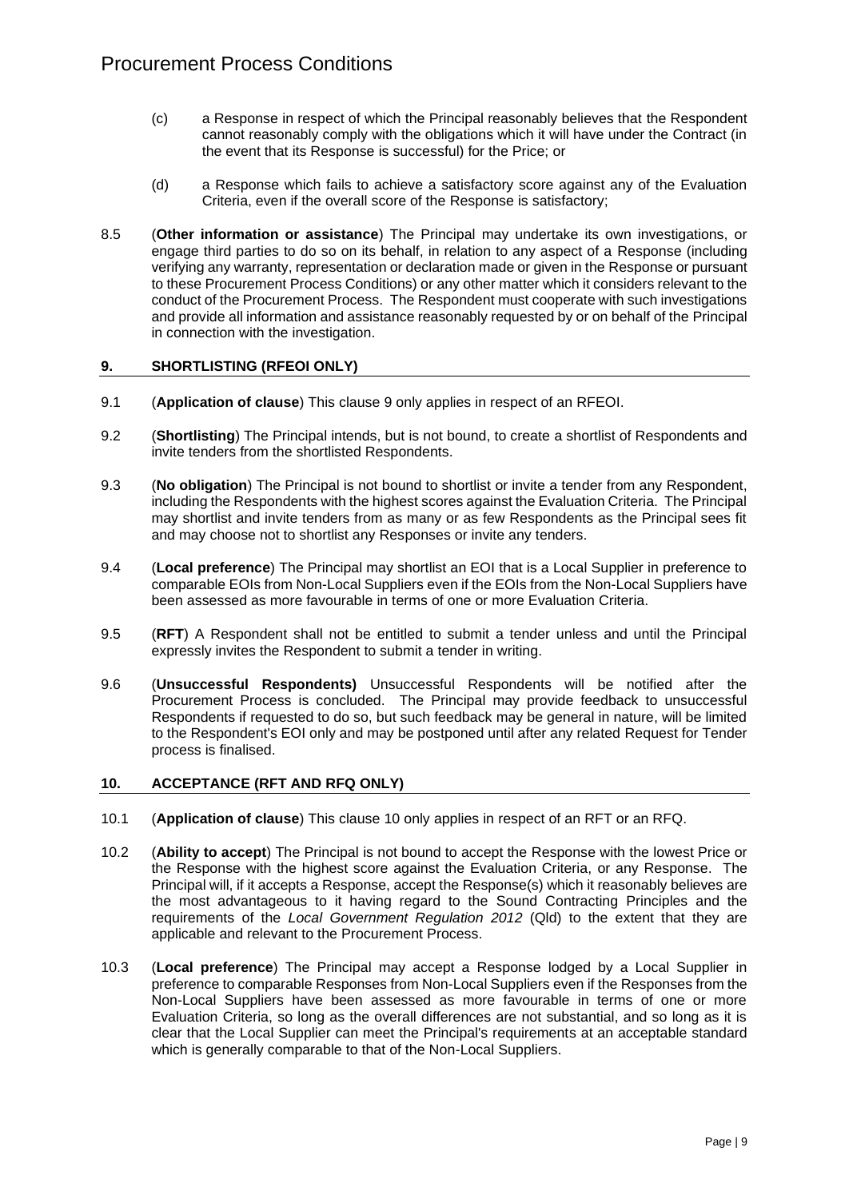(c) a Response in respect of which the Principal reasonably believes that the Respondent cannot reasonably comply with the obligations which it will have under the Contract (in the event that its Response is successful) for the Price; or

(d) a Response which fails to achieve a satisfactory score against any of the Evaluation Criteria, even if the overall score of the Response is satisfactory;

8.5 (**Other information or assistance**) The Principal may undertake its own investigations, or engage third parties to do so on its behalf, in relation to any aspect of a Response (including verifying any warranty, representation or declaration made or given in the Response or pursuant to these Procurement Process Conditions) or any other matter which it considers relevant to the conduct of the Procurement Process. The Respondent must cooperate with such investigations and provide all information and assistance reasonably requested by or on behalf of the Principal in connection with the investigation.

## 9. SHORTLISTING (RFEOI ONLY)

9.1 (**Application of clause**) This clause 9 only applies in respect of an RFEOI.

9.2 (**Shortlisting**) The Principal intends, but is not bound, to create a shortlist of Respondents and invite tenders from the shortlisted Respondents.

9.3 (**No obligation**) The Principal is not bound to shortlist or invite a tender from any Respondent, including the Respondents with the highest scores against the Evaluation Criteria. The Principal may shortlist and invite tenders from as many or as few Respondents as the Principal sees fit and may choose not to shortlist any Responses or invite any tenders.

9.4 (**Local preference**) The Principal may shortlist an EOI that is a Local Supplier in preference to comparable EOIs from Non-Local Suppliers even if the EOIs from the Non-Local Suppliers have been assessed as more favourable in terms of one or more Evaluation Criteria.

9.5 (**RFT**) A Respondent shall not be entitled to submit a tender unless and until the Principal expressly invites the Respondent to submit a tender in writing.

9.6 (**Unsuccessful Respondents)** Unsuccessful Respondents will be notified after the Procurement Process is concluded. The Principal may provide feedback to unsuccessful Respondents if requested to do so, but such feedback may be general in nature, will be limited to the Respondent's EOI only and may be postponed until after any related Request for Tender process is finalised.

## 10. ACCEPTANCE (RFT AND RFQ ONLY)

10.1 (**Application of clause**) This clause 10 only applies in respect of an RFT or an RFQ.

10.2 (**Ability to accept**) The Principal is not bound to accept the Response with the lowest Price or the Response with the highest score against the Evaluation Criteria, or any Response. The Principal will, if it accepts a Response, accept the Response(s) which it reasonably believes are the most advantageous to it having regard to the Sound Contracting Principles and the requirements of the *Local Government Regulation 2012* (Qld) to the extent that they are applicable and relevant to the Procurement Process.

10.3 (**Local preference**) The Principal may accept a Response lodged by a Local Supplier in preference to comparable Responses from Non-Local Suppliers even if the Responses from the Non-Local Suppliers have been assessed as more favourable in terms of one or more Evaluation Criteria, so long as the overall differences are not substantial, and so long as it is clear that the Local Supplier can meet the Principal's requirements at an acceptable standard which is generally comparable to that of the Non-Local Suppliers.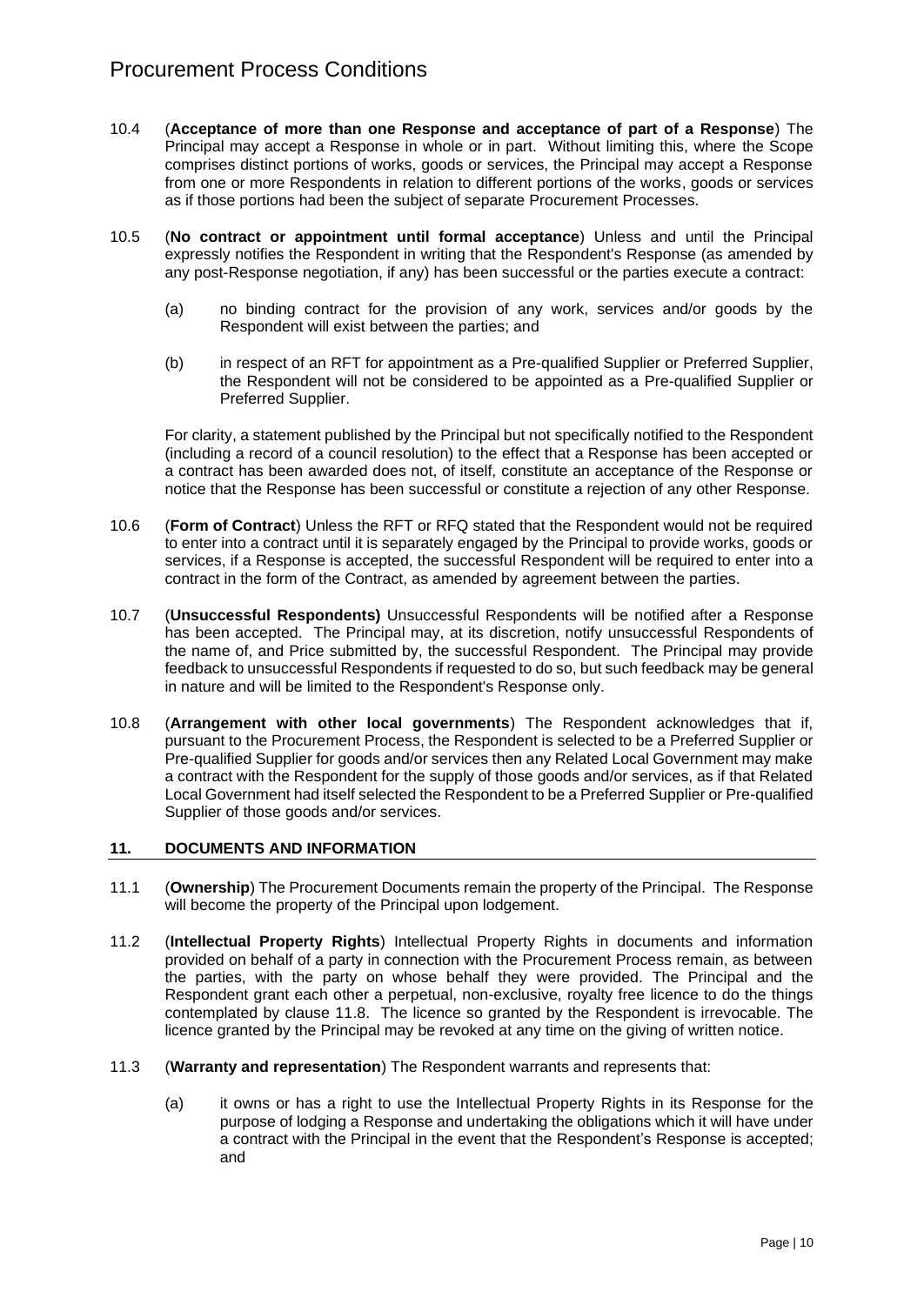10.4 (**Acceptance of more than one Response and acceptance of part of a Response**) The Principal may accept a Response in whole or in part. Without limiting this, where the Scope comprises distinct portions of works, goods or services, the Principal may accept a Response from one or more Respondents in relation to different portions of the works, goods or services as if those portions had been the subject of separate Procurement Processes.

10.5 (**No contract or appointment until formal acceptance**) Unless and until the Principal expressly notifies the Respondent in writing that the Respondent's Response (as amended by any post-Response negotiation, if any) has been successful or the parties execute a contract:

(a) no binding contract for the provision of any work, services and/or goods by the Respondent will exist between the parties; and

(b) in respect of an RFT for appointment as a Pre-qualified Supplier or Preferred Supplier, the Respondent will not be considered to be appointed as a Pre-qualified Supplier or Preferred Supplier.

For clarity, a statement published by the Principal but not specifically notified to the Respondent (including a record of a council resolution) to the effect that a Response has been accepted or a contract has been awarded does not, of itself, constitute an acceptance of the Response or notice that the Response has been successful or constitute a rejection of any other Response.

10.6 (**Form of Contract**) Unless the RFT or RFQ stated that the Respondent would not be required to enter into a contract until it is separately engaged by the Principal to provide works, goods or services, if a Response is accepted, the successful Respondent will be required to enter into a contract in the form of the Contract, as amended by agreement between the parties.

10.7 (**Unsuccessful Respondents)** Unsuccessful Respondents will be notified after a Response has been accepted. The Principal may, at its discretion, notify unsuccessful Respondents of the name of, and Price submitted by, the successful Respondent. The Principal may provide feedback to unsuccessful Respondents if requested to do so, but such feedback may be general in nature and will be limited to the Respondent's Response only.

10.8 (**Arrangement with other local governments**) The Respondent acknowledges that if, pursuant to the Procurement Process, the Respondent is selected to be a Preferred Supplier or Pre-qualified Supplier for goods and/or services then any Related Local Government may make a contract with the Respondent for the supply of those goods and/or services, as if that Related Local Government had itself selected the Respondent to be a Preferred Supplier or Pre-qualified Supplier of those goods and/or services.

## 11. DOCUMENTS AND INFORMATION

11.1 (**Ownership**) The Procurement Documents remain the property of the Principal. The Response will become the property of the Principal upon lodgement.

11.2 (**Intellectual Property Rights**) Intellectual Property Rights in documents and information provided on behalf of a party in connection with the Procurement Process remain, as between the parties, with the party on whose behalf they were provided. The Principal and the Respondent grant each other a perpetual, non-exclusive, royalty free licence to do the things contemplated by clause 11.8. The licence so granted by the Respondent is irrevocable. The licence granted by the Principal may be revoked at any time on the giving of written notice.

11.3 (**Warranty and representation**) The Respondent warrants and represents that:

(a) it owns or has a right to use the Intellectual Property Rights in its Response for the purpose of lodging a Response and undertaking the obligations which it will have under a contract with the Principal in the event that the Respondent's Response is accepted; and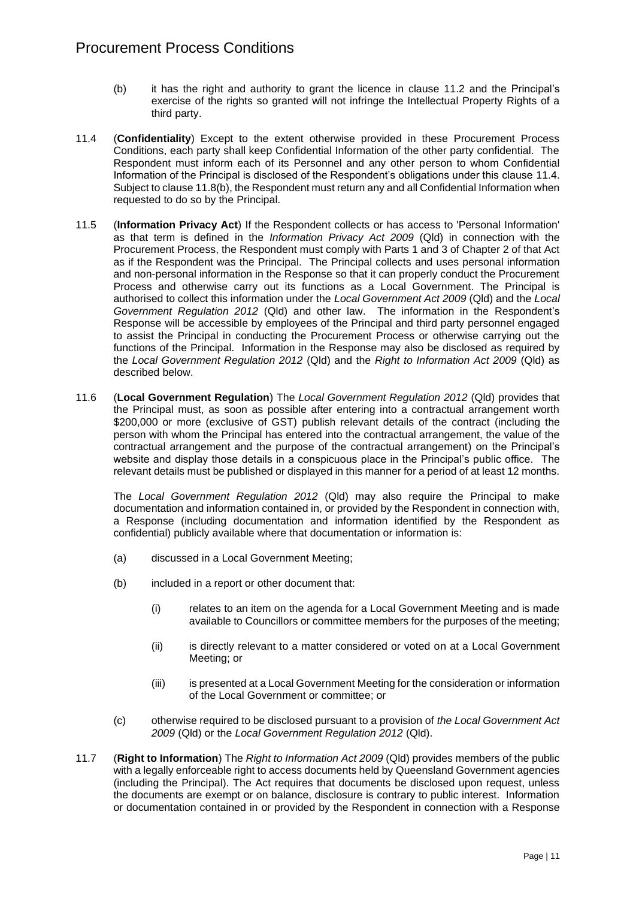(b) it has the right and authority to grant the licence in clause 11.2 and the Principal's exercise of the rights so granted will not infringe the Intellectual Property Rights of a third party.

11.4 (**Confidentiality**) Except to the extent otherwise provided in these Procurement Process Conditions, each party shall keep Confidential Information of the other party confidential. The Respondent must inform each of its Personnel and any other person to whom Confidential Information of the Principal is disclosed of the Respondent's obligations under this clause 11.4. Subject to clause 11.8(b), the Respondent must return any and all Confidential Information when requested to do so by the Principal.

11.5 (**Information Privacy Act**) If the Respondent collects or has access to 'Personal Information' as that term is defined in the *Information Privacy Act 2009* (Qld) in connection with the Procurement Process, the Respondent must comply with Parts 1 and 3 of Chapter 2 of that Act as if the Respondent was the Principal. The Principal collects and uses personal information and non-personal information in the Response so that it can properly conduct the Procurement Process and otherwise carry out its functions as a Local Government. The Principal is authorised to collect this information under the *Local Government Act 2009* (Qld) and the *Local Government Regulation 2012* (Qld) and other law. The information in the Respondent's Response will be accessible by employees of the Principal and third party personnel engaged to assist the Principal in conducting the Procurement Process or otherwise carrying out the functions of the Principal. Information in the Response may also be disclosed as required by the *Local Government Regulation 2012* (Qld) and the *Right to Information Act 2009* (Qld) as described below.

11.6 (**Local Government Regulation**) The *Local Government Regulation 2012* (Qld) provides that the Principal must, as soon as possible after entering into a contractual arrangement worth $200,000 or more (exclusive of GST) publish relevant details of the contract (including the person with whom the Principal has entered into the contractual arrangement, the value of the contractual arrangement and the purpose of the contractual arrangement) on the Principal's website and display those details in a conspicuous place in the Principal's public office. The relevant details must be published or displayed in this manner for a period of at least 12 months.

The *Local Government Regulation 2012* (Qld) may also require the Principal to make documentation and information contained in, or provided by the Respondent in connection with, a Response (including documentation and information identified by the Respondent as confidential) publicly available where that documentation or information is:

(a) discussed in a Local Government Meeting;

(b) included in a report or other document that:

  (i) relates to an item on the agenda for a Local Government Meeting and is made available to Councillors or committee members for the purposes of the meeting;

  (ii) is directly relevant to a matter considered or voted on at a Local Government Meeting; or

  (iii) is presented at a Local Government Meeting for the consideration or information of the Local Government or committee; or

(c) otherwise required to be disclosed pursuant to a provision of *the Local Government Act 2009* (Qld) or the *Local Government Regulation 2012* (Qld).

11.7 (**Right to Information**) The *Right to Information Act 2009* (Qld) provides members of the public with a legally enforceable right to access documents held by Queensland Government agencies (including the Principal). The Act requires that documents be disclosed upon request, unless the documents are exempt or on balance, disclosure is contrary to public interest. Information or documentation contained in or provided by the Respondent in connection with a Response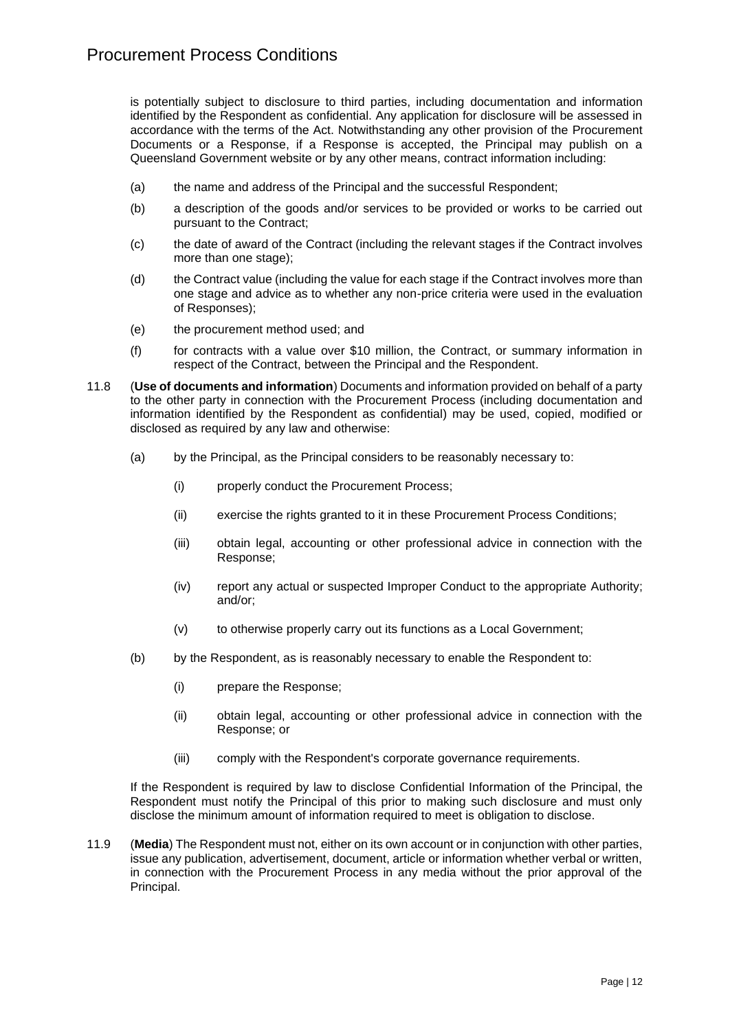is potentially subject to disclosure to third parties, including documentation and information identified by the Respondent as confidential. Any application for disclosure will be assessed in accordance with the terms of the Act. Notwithstanding any other provision of the Procurement Documents or a Response, if a Response is accepted, the Principal may publish on a Queensland Government website or by any other means, contract information including:

(a) the name and address of the Principal and the successful Respondent;

(b) a description of the goods and/or services to be provided or works to be carried out pursuant to the Contract;

(c) the date of award of the Contract (including the relevant stages if the Contract involves more than one stage);

(d) the Contract value (including the value for each stage if the Contract involves more than one stage and advice as to whether any non-price criteria were used in the evaluation of Responses);

(e) the procurement method used; and

(f) for contracts with a value over $10 million, the Contract, or summary information in respect of the Contract, between the Principal and the Respondent.

11.8 (**Use of documents and information**) Documents and information provided on behalf of a party to the other party in connection with the Procurement Process (including documentation and information identified by the Respondent as confidential) may be used, copied, modified or disclosed as required by any law and otherwise:

(a) by the Principal, as the Principal considers to be reasonably necessary to:

(i) properly conduct the Procurement Process;

(ii) exercise the rights granted to it in these Procurement Process Conditions;

(iii) obtain legal, accounting or other professional advice in connection with the Response;

(iv) report any actual or suspected Improper Conduct to the appropriate Authority; and/or;

(v) to otherwise properly carry out its functions as a Local Government;

(b) by the Respondent, as is reasonably necessary to enable the Respondent to:

(i) prepare the Response;

(ii) obtain legal, accounting or other professional advice in connection with the Response; or

(iii) comply with the Respondent's corporate governance requirements.

If the Respondent is required by law to disclose Confidential Information of the Principal, the Respondent must notify the Principal of this prior to making such disclosure and must only disclose the minimum amount of information required to meet is obligation to disclose.

11.9 (**Media**) The Respondent must not, either on its own account or in conjunction with other parties, issue any publication, advertisement, document, article or information whether verbal or written, in connection with the Procurement Process in any media without the prior approval of the Principal.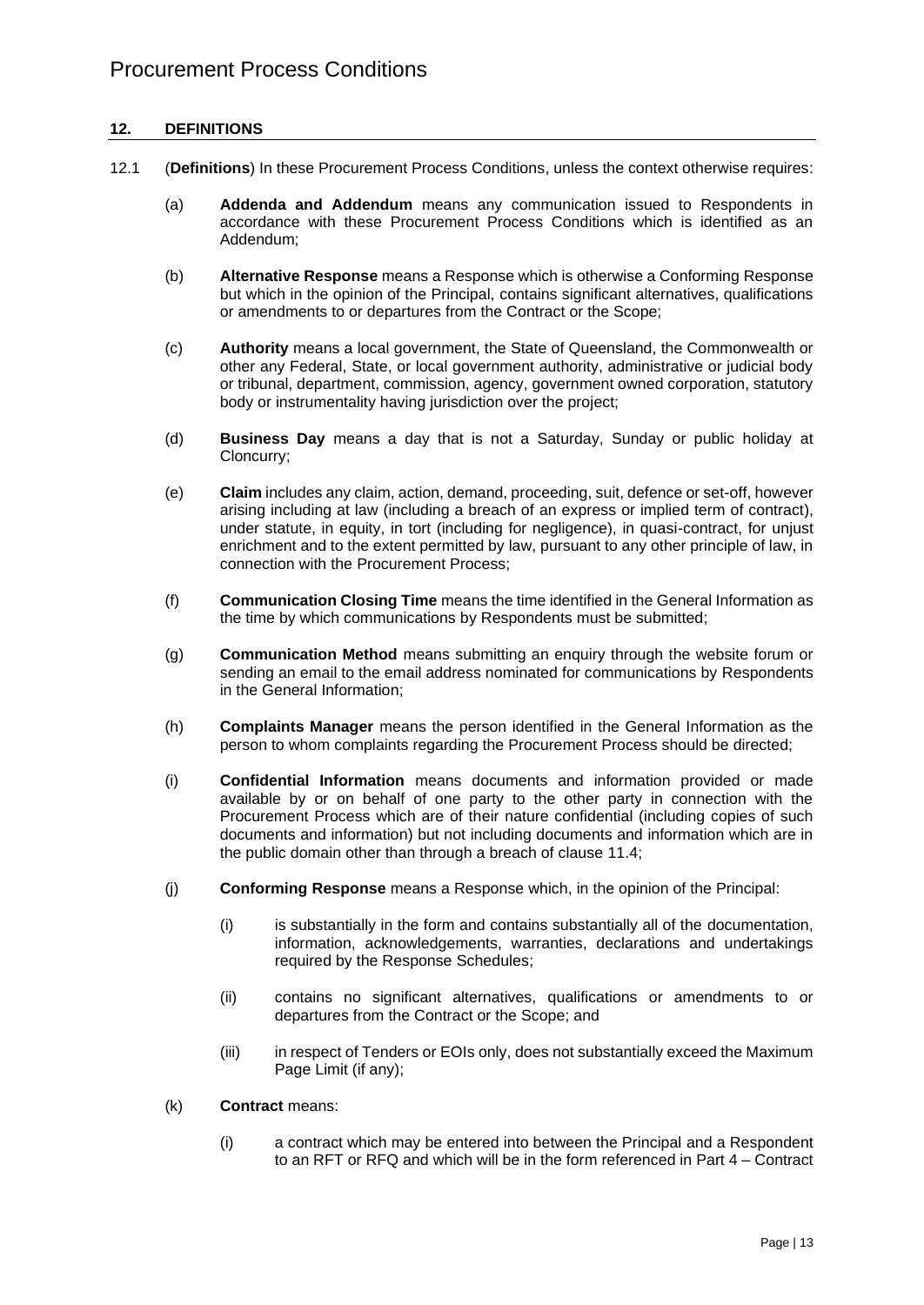## 12. DEFINITIONS

12.1 (**Definitions**) In these Procurement Process Conditions, unless the context otherwise requires:

(a) **Addenda and Addendum** means any communication issued to Respondents in accordance with these Procurement Process Conditions which is identified as an Addendum;

(b) **Alternative Response** means a Response which is otherwise a Conforming Response but which in the opinion of the Principal, contains significant alternatives, qualifications or amendments to or departures from the Contract or the Scope;

(c) **Authority** means a local government, the State of Queensland, the Commonwealth or other any Federal, State, or local government authority, administrative or judicial body or tribunal, department, commission, agency, government owned corporation, statutory body or instrumentality having jurisdiction over the project;

(d) **Business Day** means a day that is not a Saturday, Sunday or public holiday at Cloncurry;

(e) **Claim** includes any claim, action, demand, proceeding, suit, defence or set-off, however arising including at law (including a breach of an express or implied term of contract), under statute, in equity, in tort (including for negligence), in quasi-contract, for unjust enrichment and to the extent permitted by law, pursuant to any other principle of law, in connection with the Procurement Process;

(f) **Communication Closing Time** means the time identified in the General Information as the time by which communications by Respondents must be submitted;

(g) **Communication Method** means submitting an enquiry through the website forum or sending an email to the email address nominated for communications by Respondents in the General Information;

(h) **Complaints Manager** means the person identified in the General Information as the person to whom complaints regarding the Procurement Process should be directed;

(i) **Confidential Information** means documents and information provided or made available by or on behalf of one party to the other party in connection with the Procurement Process which are of their nature confidential (including copies of such documents and information) but not including documents and information which are in the public domain other than through a breach of clause 11.4;

(j) **Conforming Response** means a Response which, in the opinion of the Principal:

(i) is substantially in the form and contains substantially all of the documentation, information, acknowledgements, warranties, declarations and undertakings required by the Response Schedules;

(ii) contains no significant alternatives, qualifications or amendments to or departures from the Contract or the Scope; and

(iii) in respect of Tenders or EOIs only, does not substantially exceed the Maximum Page Limit (if any);

(k) **Contract** means:

(i) a contract which may be entered into between the Principal and a Respondent to an RFT or RFQ and which will be in the form referenced in Part 4 – Contract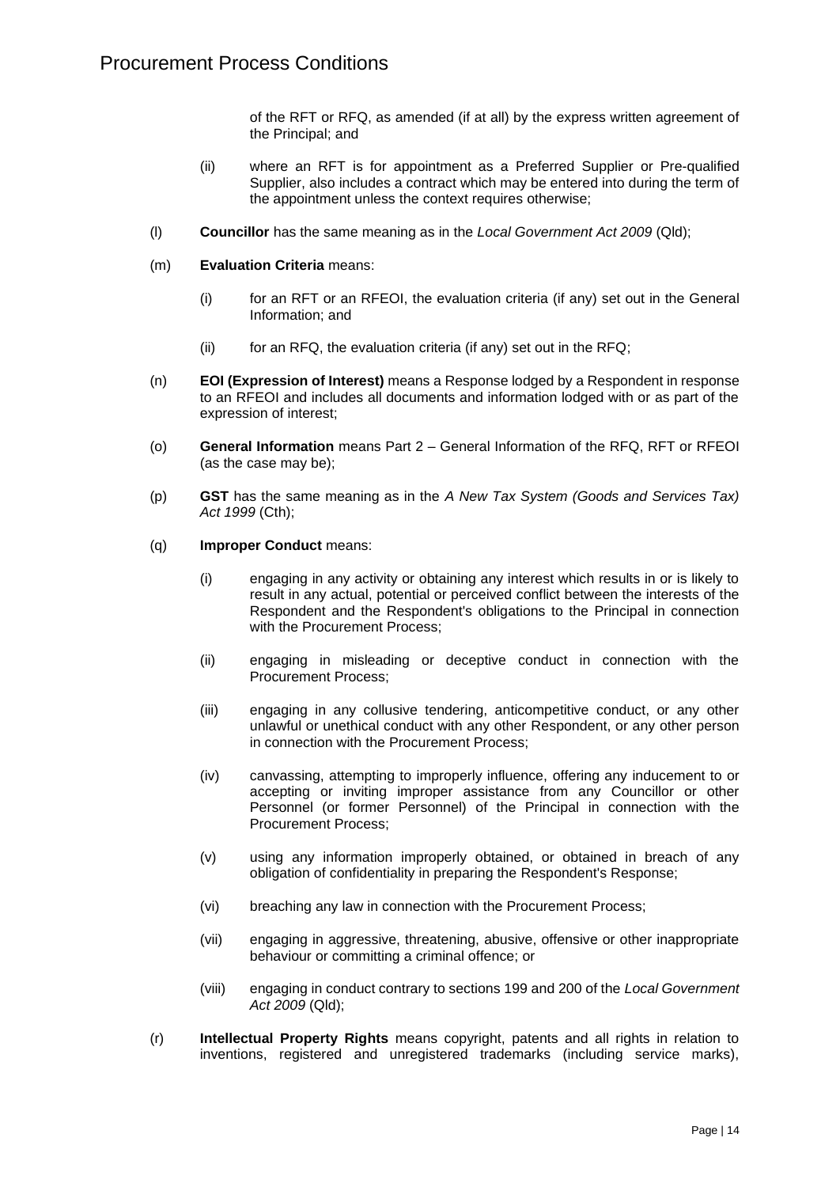of the RFT or RFQ, as amended (if at all) by the express written agreement of the Principal; and

(ii) where an RFT is for appointment as a Preferred Supplier or Pre-qualified Supplier, also includes a contract which may be entered into during the term of the appointment unless the context requires otherwise;

(l) **Councillor** has the same meaning as in the *Local Government Act 2009* (Qld);

(m) **Evaluation Criteria** means:

(i) for an RFT or an RFEOI, the evaluation criteria (if any) set out in the General Information; and

(ii) for an RFQ, the evaluation criteria (if any) set out in the RFQ;

(n) **EOI (Expression of Interest)** means a Response lodged by a Respondent in response to an RFEOI and includes all documents and information lodged with or as part of the expression of interest;

(o) **General Information** means Part 2 – General Information of the RFQ, RFT or RFEOI (as the case may be);

(p) **GST** has the same meaning as in the *A New Tax System (Goods and Services Tax) Act 1999* (Cth);

(q) **Improper Conduct** means:

(i) engaging in any activity or obtaining any interest which results in or is likely to result in any actual, potential or perceived conflict between the interests of the Respondent and the Respondent's obligations to the Principal in connection with the Procurement Process;

(ii) engaging in misleading or deceptive conduct in connection with the Procurement Process;

(iii) engaging in any collusive tendering, anticompetitive conduct, or any other unlawful or unethical conduct with any other Respondent, or any other person in connection with the Procurement Process;

(iv) canvassing, attempting to improperly influence, offering any inducement to or accepting or inviting improper assistance from any Councillor or other Personnel (or former Personnel) of the Principal in connection with the Procurement Process;

(v) using any information improperly obtained, or obtained in breach of any obligation of confidentiality in preparing the Respondent's Response;

(vi) breaching any law in connection with the Procurement Process;

(vii) engaging in aggressive, threatening, abusive, offensive or other inappropriate behaviour or committing a criminal offence; or

(viii) engaging in conduct contrary to sections 199 and 200 of the *Local Government Act 2009* (Qld);

(r) **Intellectual Property Rights** means copyright, patents and all rights in relation to inventions, registered and unregistered trademarks (including service marks),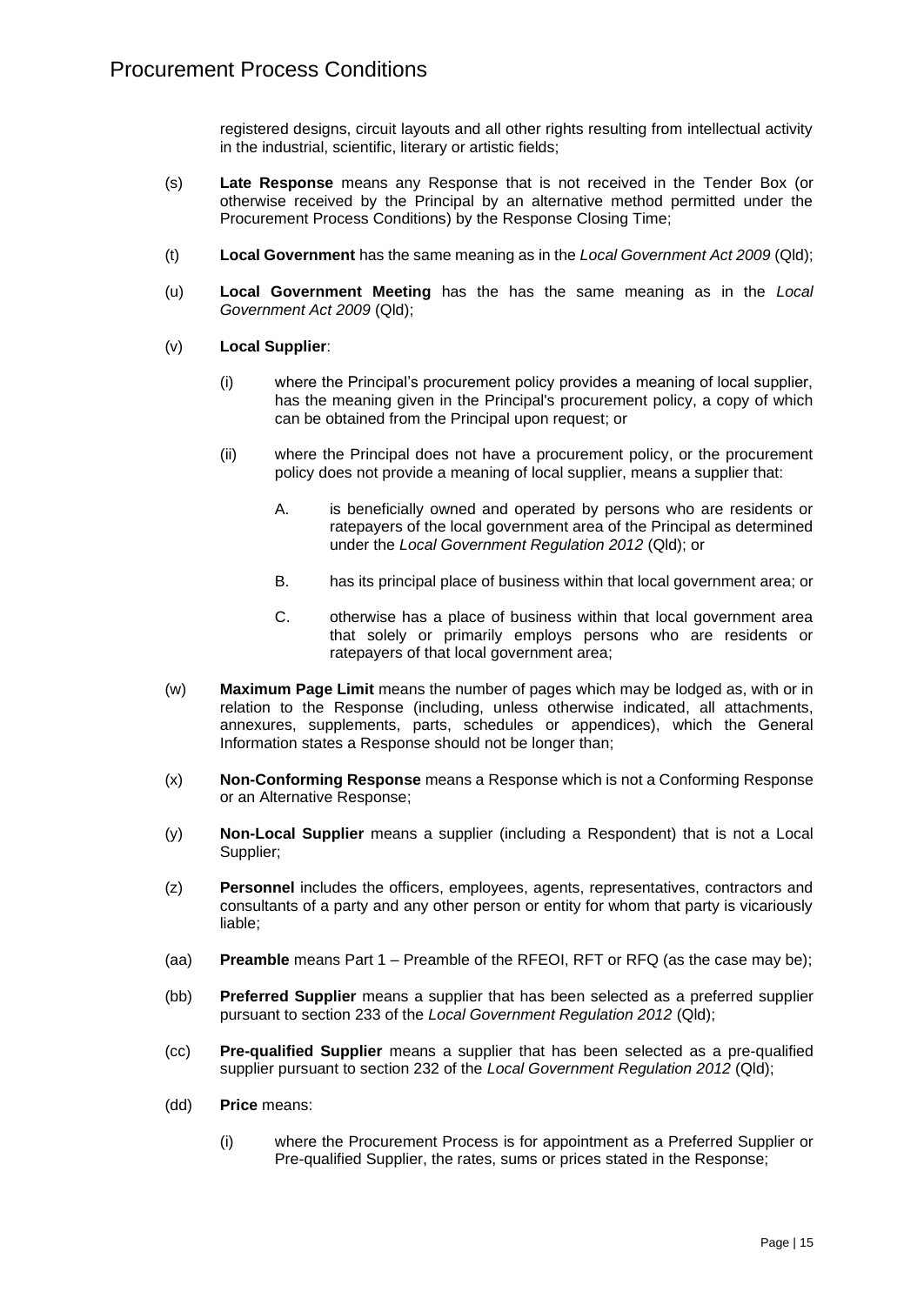registered designs, circuit layouts and all other rights resulting from intellectual activity in the industrial, scientific, literary or artistic fields;

(s) **Late Response** means any Response that is not received in the Tender Box (or otherwise received by the Principal by an alternative method permitted under the Procurement Process Conditions) by the Response Closing Time;

(t) **Local Government** has the same meaning as in the *Local Government Act 2009* (Qld);

(u) **Local Government Meeting** has the has the same meaning as in the *Local Government Act 2009* (Qld);

(v) **Local Supplier**:

(i) where the Principal's procurement policy provides a meaning of local supplier, has the meaning given in the Principal's procurement policy, a copy of which can be obtained from the Principal upon request; or

(ii) where the Principal does not have a procurement policy, or the procurement policy does not provide a meaning of local supplier, means a supplier that:

A. is beneficially owned and operated by persons who are residents or ratepayers of the local government area of the Principal as determined under the *Local Government Regulation 2012* (Qld); or

B. has its principal place of business within that local government area; or

C. otherwise has a place of business within that local government area that solely or primarily employs persons who are residents or ratepayers of that local government area;

(w) **Maximum Page Limit** means the number of pages which may be lodged as, with or in relation to the Response (including, unless otherwise indicated, all attachments, annexures, supplements, parts, schedules or appendices), which the General Information states a Response should not be longer than;

(x) **Non-Conforming Response** means a Response which is not a Conforming Response or an Alternative Response;

(y) **Non-Local Supplier** means a supplier (including a Respondent) that is not a Local Supplier;

(z) **Personnel** includes the officers, employees, agents, representatives, contractors and consultants of a party and any other person or entity for whom that party is vicariously liable;

(aa) **Preamble** means Part 1 – Preamble of the RFEOI, RFT or RFQ (as the case may be);

(bb) **Preferred Supplier** means a supplier that has been selected as a preferred supplier pursuant to section 233 of the *Local Government Regulation 2012* (Qld);

(cc) **Pre-qualified Supplier** means a supplier that has been selected as a pre-qualified supplier pursuant to section 232 of the *Local Government Regulation 2012* (Qld);

(dd) **Price** means:

(i) where the Procurement Process is for appointment as a Preferred Supplier or Pre-qualified Supplier, the rates, sums or prices stated in the Response;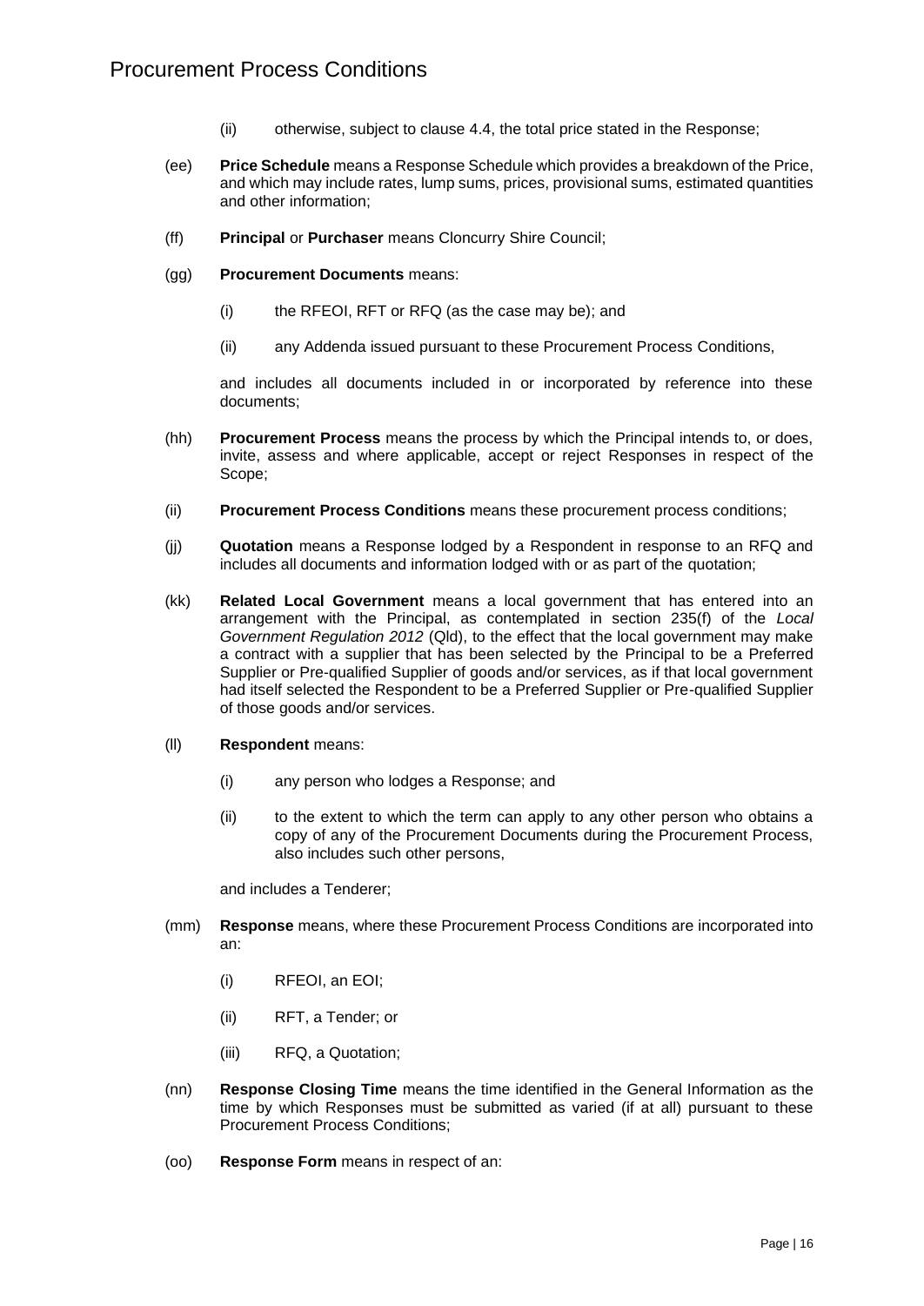(ii) otherwise, subject to clause 4.4, the total price stated in the Response;

(ee) **Price Schedule** means a Response Schedule which provides a breakdown of the Price, and which may include rates, lump sums, prices, provisional sums, estimated quantities and other information;

(ff) **Principal** or **Purchaser** means Cloncurry Shire Council;

(gg) **Procurement Documents** means:

(i) the RFEOI, RFT or RFQ (as the case may be); and

(ii) any Addenda issued pursuant to these Procurement Process Conditions,

and includes all documents included in or incorporated by reference into these documents;

(hh) **Procurement Process** means the process by which the Principal intends to, or does, invite, assess and where applicable, accept or reject Responses in respect of the Scope;

(ii) **Procurement Process Conditions** means these procurement process conditions;

(jj) **Quotation** means a Response lodged by a Respondent in response to an RFQ and includes all documents and information lodged with or as part of the quotation;

(kk) **Related Local Government** means a local government that has entered into an arrangement with the Principal, as contemplated in section 235(f) of the *Local Government Regulation 2012* (Qld), to the effect that the local government may make a contract with a supplier that has been selected by the Principal to be a Preferred Supplier or Pre-qualified Supplier of goods and/or services, as if that local government had itself selected the Respondent to be a Preferred Supplier or Pre-qualified Supplier of those goods and/or services.

(ll) **Respondent** means:

(i) any person who lodges a Response; and

(ii) to the extent to which the term can apply to any other person who obtains a copy of any of the Procurement Documents during the Procurement Process, also includes such other persons,

and includes a Tenderer;

(mm) **Response** means, where these Procurement Process Conditions are incorporated into an:

(i) RFEOI, an EOI;

(ii) RFT, a Tender; or

(iii) RFQ, a Quotation;

(nn) **Response Closing Time** means the time identified in the General Information as the time by which Responses must be submitted as varied (if at all) pursuant to these Procurement Process Conditions;

(oo) **Response Form** means in respect of an: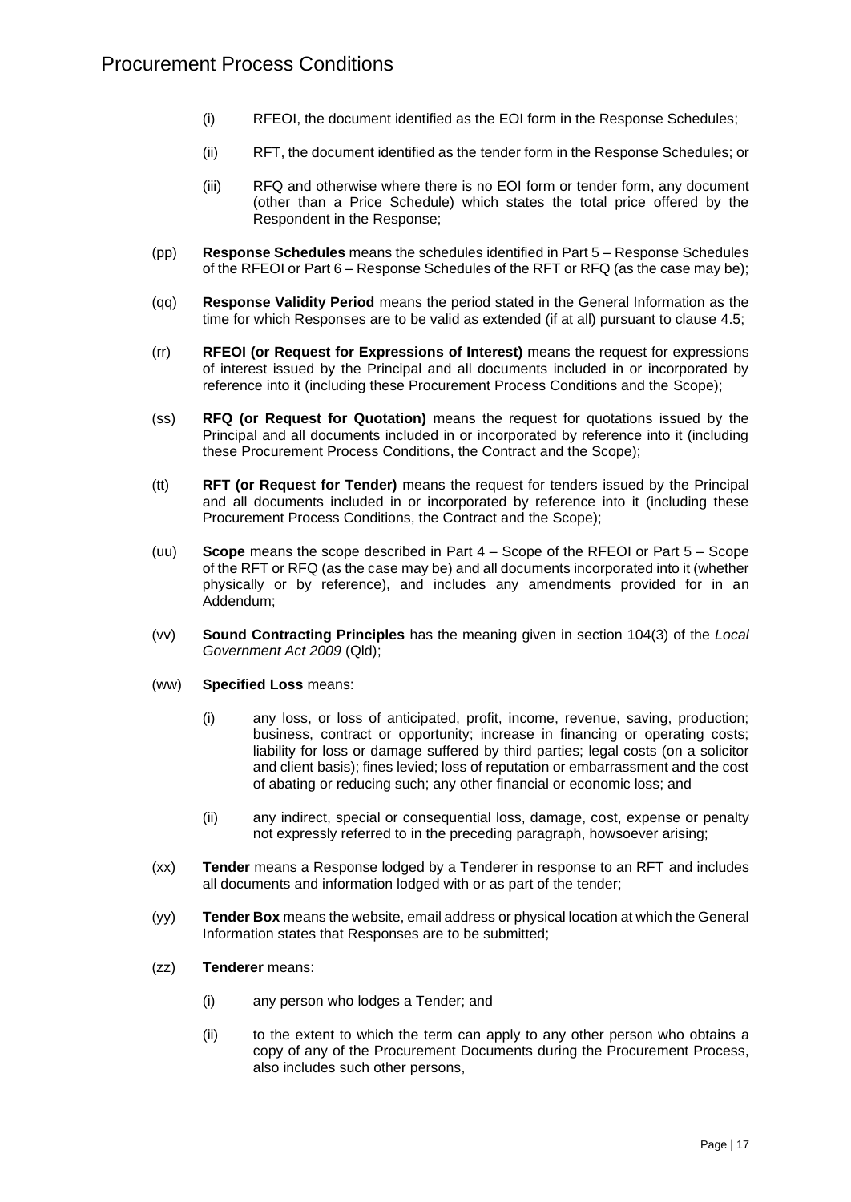- (i) RFEOI, the document identified as the EOI form in the Response Schedules;
- (ii) RFT, the document identified as the tender form in the Response Schedules; or
- (iii) RFQ and otherwise where there is no EOI form or tender form, any document (other than a Price Schedule) which states the total price offered by the Respondent in the Response;

(pp) **Response Schedules** means the schedules identified in Part 5 – Response Schedules of the RFEOI or Part 6 – Response Schedules of the RFT or RFQ (as the case may be);

(qq) **Response Validity Period** means the period stated in the General Information as the time for which Responses are to be valid as extended (if at all) pursuant to clause 4.5;

(rr) **RFEOI (or Request for Expressions of Interest)** means the request for expressions of interest issued by the Principal and all documents included in or incorporated by reference into it (including these Procurement Process Conditions and the Scope);

(ss) **RFQ (or Request for Quotation)** means the request for quotations issued by the Principal and all documents included in or incorporated by reference into it (including these Procurement Process Conditions, the Contract and the Scope);

(tt) **RFT (or Request for Tender)** means the request for tenders issued by the Principal and all documents included in or incorporated by reference into it (including these Procurement Process Conditions, the Contract and the Scope);

(uu) **Scope** means the scope described in Part 4 – Scope of the RFEOI or Part 5 – Scope of the RFT or RFQ (as the case may be) and all documents incorporated into it (whether physically or by reference), and includes any amendments provided for in an Addendum;

(vv) **Sound Contracting Principles** has the meaning given in section 104(3) of the *Local Government Act 2009* (Qld);

(ww) **Specified Loss** means:

- (i) any loss, or loss of anticipated, profit, income, revenue, saving, production; business, contract or opportunity; increase in financing or operating costs; liability for loss or damage suffered by third parties; legal costs (on a solicitor and client basis); fines levied; loss of reputation or embarrassment and the cost of abating or reducing such; any other financial or economic loss; and
- (ii) any indirect, special or consequential loss, damage, cost, expense or penalty not expressly referred to in the preceding paragraph, howsoever arising;

(xx) **Tender** means a Response lodged by a Tenderer in response to an RFT and includes all documents and information lodged with or as part of the tender;

(yy) **Tender Box** means the website, email address or physical location at which the General Information states that Responses are to be submitted;

(zz) **Tenderer** means:

- (i) any person who lodges a Tender; and
- (ii) to the extent to which the term can apply to any other person who obtains a copy of any of the Procurement Documents during the Procurement Process, also includes such other persons,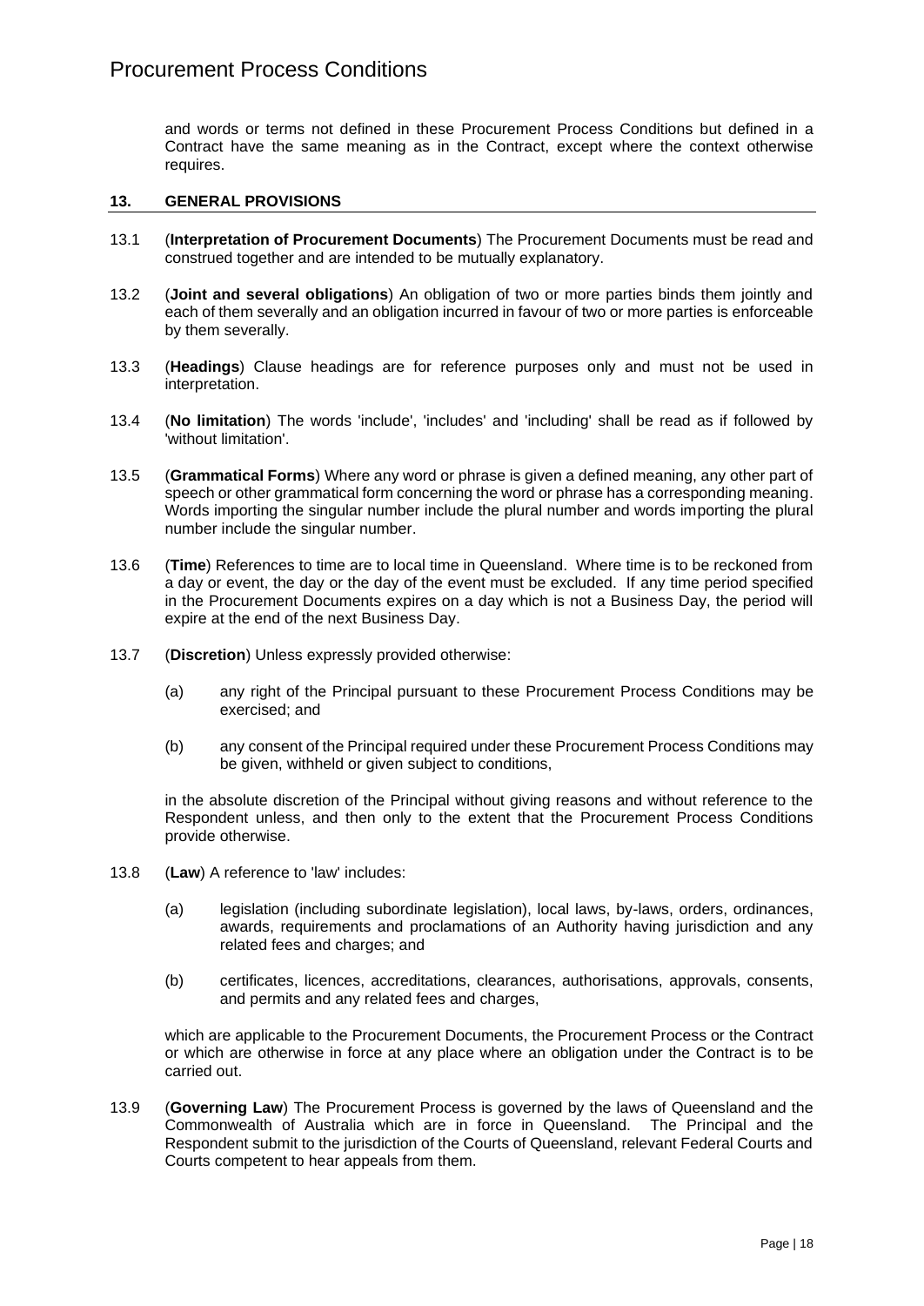and words or terms not defined in these Procurement Process Conditions but defined in a Contract have the same meaning as in the Contract, except where the context otherwise requires.

## 13. GENERAL PROVISIONS

13.1 (**Interpretation of Procurement Documents**) The Procurement Documents must be read and construed together and are intended to be mutually explanatory.

13.2 (**Joint and several obligations**) An obligation of two or more parties binds them jointly and each of them severally and an obligation incurred in favour of two or more parties is enforceable by them severally.

13.3 (**Headings**) Clause headings are for reference purposes only and must not be used in interpretation.

13.4 (**No limitation**) The words 'include', 'includes' and 'including' shall be read as if followed by 'without limitation'.

13.5 (**Grammatical Forms**) Where any word or phrase is given a defined meaning, any other part of speech or other grammatical form concerning the word or phrase has a corresponding meaning. Words importing the singular number include the plural number and words importing the plural number include the singular number.

13.6 (**Time**) References to time are to local time in Queensland. Where time is to be reckoned from a day or event, the day or the day of the event must be excluded. If any time period specified in the Procurement Documents expires on a day which is not a Business Day, the period will expire at the end of the next Business Day.

13.7 (**Discretion**) Unless expressly provided otherwise:

(a) any right of the Principal pursuant to these Procurement Process Conditions may be exercised; and

(b) any consent of the Principal required under these Procurement Process Conditions may be given, withheld or given subject to conditions,

in the absolute discretion of the Principal without giving reasons and without reference to the Respondent unless, and then only to the extent that the Procurement Process Conditions provide otherwise.

13.8 (**Law**) A reference to 'law' includes:

(a) legislation (including subordinate legislation), local laws, by-laws, orders, ordinances, awards, requirements and proclamations of an Authority having jurisdiction and any related fees and charges; and

(b) certificates, licences, accreditations, clearances, authorisations, approvals, consents, and permits and any related fees and charges,

which are applicable to the Procurement Documents, the Procurement Process or the Contract or which are otherwise in force at any place where an obligation under the Contract is to be carried out.

13.9 (**Governing Law**) The Procurement Process is governed by the laws of Queensland and the Commonwealth of Australia which are in force in Queensland. The Principal and the Respondent submit to the jurisdiction of the Courts of Queensland, relevant Federal Courts and Courts competent to hear appeals from them.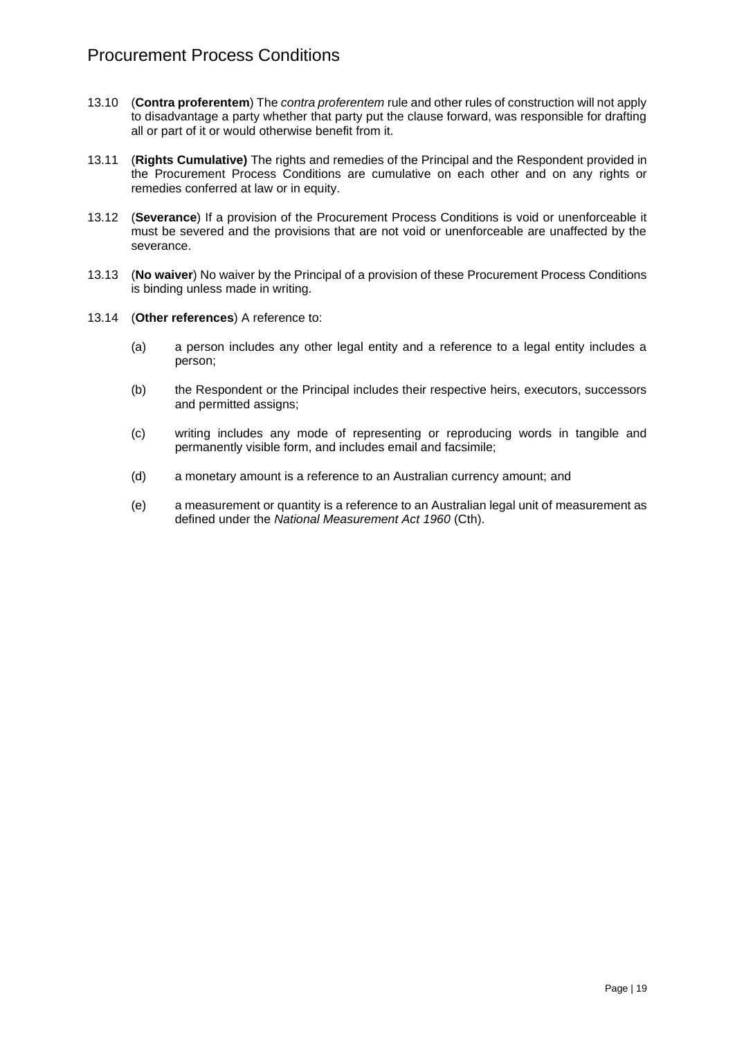13.10 (**Contra proferentem**) The *contra proferentem* rule and other rules of construction will not apply to disadvantage a party whether that party put the clause forward, was responsible for drafting all or part of it or would otherwise benefit from it.

13.11 (**Rights Cumulative)** The rights and remedies of the Principal and the Respondent provided in the Procurement Process Conditions are cumulative on each other and on any rights or remedies conferred at law or in equity.

13.12 (**Severance**) If a provision of the Procurement Process Conditions is void or unenforceable it must be severed and the provisions that are not void or unenforceable are unaffected by the severance.

13.13 (**No waiver**) No waiver by the Principal of a provision of these Procurement Process Conditions is binding unless made in writing.

13.14 (**Other references**) A reference to:

(a) a person includes any other legal entity and a reference to a legal entity includes a person;

(b) the Respondent or the Principal includes their respective heirs, executors, successors and permitted assigns;

(c) writing includes any mode of representing or reproducing words in tangible and permanently visible form, and includes email and facsimile;

(d) a monetary amount is a reference to an Australian currency amount; and

(e) a measurement or quantity is a reference to an Australian legal unit of measurement as defined under the *National Measurement Act 1960* (Cth).